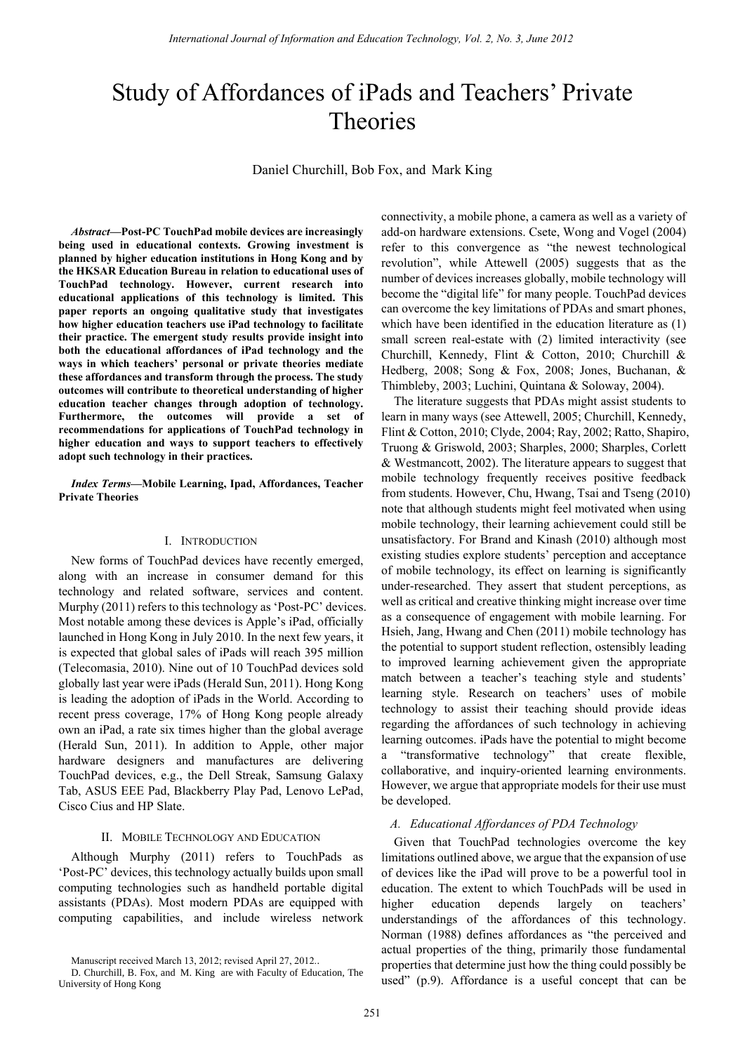# Study of Affordances of iPads and Teachers' Private Theories

Daniel Churchill, Bob Fox, and Mark King

***Abstract*—Post-PC TouchPad mobile devices are increasingly being used in educational contexts. Growing investment is planned by higher education institutions in Hong Kong and by the HKSAR Education Bureau in relation to educational uses of TouchPad technology. However, current research into educational applications of this technology is limited. This paper reports an ongoing qualitative study that investigates how higher education teachers use iPad technology to facilitate their practice. The emergent study results provide insight into both the educational affordances of iPad technology and the ways in which teachers' personal or private theories mediate these affordances and transform through the process. The study outcomes will contribute to theoretical understanding of higher education teacher changes through adoption of technology. Furthermore, the outcomes will provide a set of recommendations for applications of TouchPad technology in higher education and ways to support teachers to effectively adopt such technology in their practices.**

***Index Terms*—Mobile Learning, Ipad, Affordances, Teacher Private Theories**

## I. Introduction

New forms of TouchPad devices have recently emerged, along with an increase in consumer demand for this technology and related software, services and content. Murphy (2011) refers to this technology as 'Post-PC' devices. Most notable among these devices is Apple's iPad, officially launched in Hong Kong in July 2010. In the next few years, it is expected that global sales of iPads will reach 395 million (Telecomasia, 2010). Nine out of 10 TouchPad devices sold globally last year were iPads (Herald Sun, 2011). Hong Kong is leading the adoption of iPads in the World. According to recent press coverage, 17% of Hong Kong people already own an iPad, a rate six times higher than the global average (Herald Sun, 2011). In addition to Apple, other major hardware designers and manufactures are delivering TouchPad devices, e.g., the Dell Streak, Samsung Galaxy Tab, ASUS EEE Pad, Blackberry Play Pad, Lenovo LePad, Cisco Cius and HP Slate.

## II. Mobile Technology and Education

Although Murphy (2011) refers to TouchPads as 'Post-PC' devices, this technology actually builds upon small computing technologies such as handheld portable digital assistants (PDAs). Most modern PDAs are equipped with computing capabilities, and include wireless network connectivity, a mobile phone, a camera as well as a variety of add-on hardware extensions. Csete, Wong and Vogel (2004) refer to this convergence as "the newest technological revolution", while Attewell (2005) suggests that as the number of devices increases globally, mobile technology will become the "digital life" for many people. TouchPad devices can overcome the key limitations of PDAs and smart phones, which have been identified in the education literature as (1) small screen real-estate with (2) limited interactivity (see Churchill, Kennedy, Flint & Cotton, 2010; Churchill & Hedberg, 2008; Song & Fox, 2008; Jones, Buchanan, & Thimbleby, 2003; Luchini, Quintana & Soloway, 2004).

The literature suggests that PDAs might assist students to learn in many ways (see Attewell, 2005; Churchill, Kennedy, Flint & Cotton, 2010; Clyde, 2004; Ray, 2002; Ratto, Shapiro, Truong & Griswold, 2003; Sharples, 2000; Sharples, Corlett & Westmancott, 2002). The literature appears to suggest that mobile technology frequently receives positive feedback from students. However, Chu, Hwang, Tsai and Tseng (2010) note that although students might feel motivated when using mobile technology, their learning achievement could still be unsatisfactory. For Brand and Kinash (2010) although most existing studies explore students' perception and acceptance of mobile technology, its effect on learning is significantly under-researched. They assert that student perceptions, as well as critical and creative thinking might increase over time as a consequence of engagement with mobile learning. For Hsieh, Jang, Hwang and Chen (2011) mobile technology has the potential to support student reflection, ostensibly leading to improved learning achievement given the appropriate match between a teacher's teaching style and students' learning style. Research on teachers' uses of mobile technology to assist their teaching should provide ideas regarding the affordances of such technology in achieving learning outcomes. iPads have the potential to might become a "transformative technology" that create flexible, collaborative, and inquiry-oriented learning environments. However, we argue that appropriate models for their use must be developed.

### *A. Educational Affordances of PDA Technology*

Given that TouchPad technologies overcome the key limitations outlined above, we argue that the expansion of use of devices like the iPad will prove to be a powerful tool in education. The extent to which TouchPads will be used in higher education depends largely on teachers' understandings of the affordances of this technology. Norman (1988) defines affordances as "the perceived and actual properties of the thing, primarily those fundamental properties that determine just how the thing could possibly be used" (p.9). Affordance is a useful concept that can be

Manuscript received March 13, 2012; revised April 27, 2012..

D. Churchill, B. Fox, and M. King are with Faculty of Education, The University of Hong Kong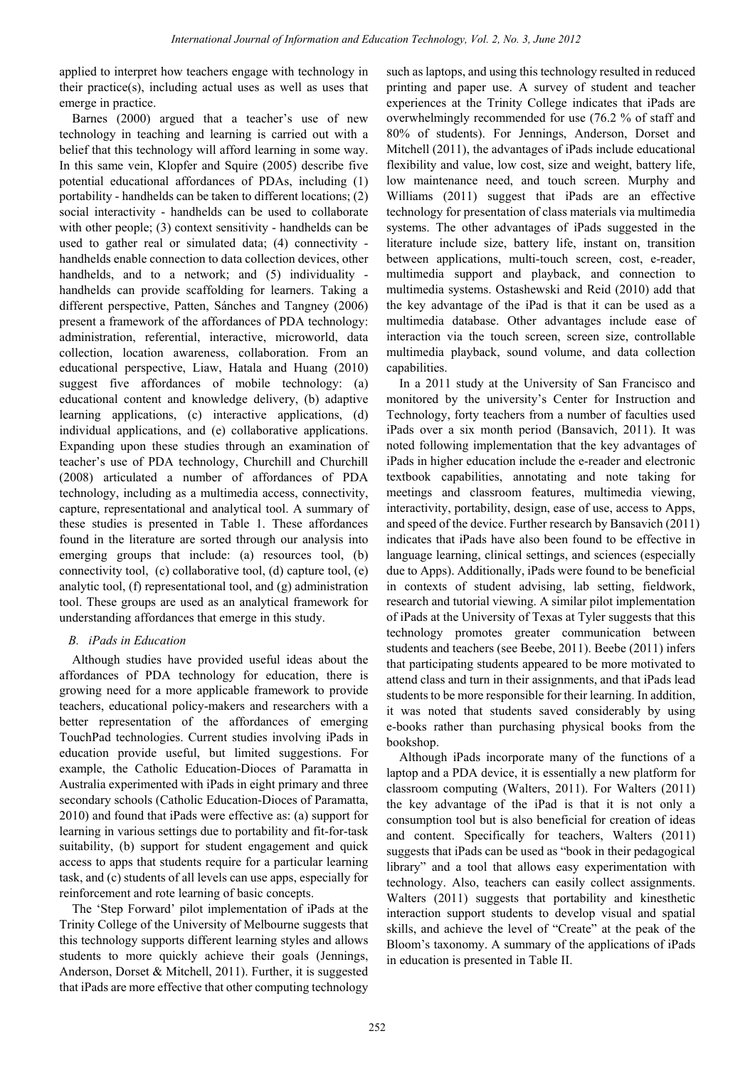applied to interpret how teachers engage with technology in their practice(s), including actual uses as well as uses that emerge in practice.

Barnes (2000) argued that a teacher's use of new technology in teaching and learning is carried out with a belief that this technology will afford learning in some way. In this same vein, Klopfer and Squire (2005) describe five potential educational affordances of PDAs, including (1) portability - handhelds can be taken to different locations; (2) social interactivity - handhelds can be used to collaborate with other people; (3) context sensitivity - handhelds can be used to gather real or simulated data; (4) connectivity - handhelds enable connection to data collection devices, other handhelds, and to a network; and (5) individuality - handhelds can provide scaffolding for learners. Taking a different perspective, Patten, Sánches and Tangney (2006) present a framework of the affordances of PDA technology: administration, referential, interactive, microworld, data collection, location awareness, collaboration. From an educational perspective, Liaw, Hatala and Huang (2010) suggest five affordances of mobile technology: (a) educational content and knowledge delivery, (b) adaptive learning applications, (c) interactive applications, (d) individual applications, and (e) collaborative applications. Expanding upon these studies through an examination of teacher's use of PDA technology, Churchill and Churchill (2008) articulated a number of affordances of PDA technology, including as a multimedia access, connectivity, capture, representational and analytical tool. A summary of these studies is presented in Table 1. These affordances found in the literature are sorted through our analysis into emerging groups that include: (a) resources tool, (b) connectivity tool, (c) collaborative tool, (d) capture tool, (e) analytic tool, (f) representational tool, and (g) administration tool. These groups are used as an analytical framework for understanding affordances that emerge in this study.

### B. iPads in Education

Although studies have provided useful ideas about the affordances of PDA technology for education, there is growing need for a more applicable framework to provide teachers, educational policy-makers and researchers with a better representation of the affordances of emerging TouchPad technologies. Current studies involving iPads in education provide useful, but limited suggestions. For example, the Catholic Education-Dioces of Paramatta in Australia experimented with iPads in eight primary and three secondary schools (Catholic Education-Dioces of Paramatta, 2010) and found that iPads were effective as: (a) support for learning in various settings due to portability and fit-for-task suitability, (b) support for student engagement and quick access to apps that students require for a particular learning task, and (c) students of all levels can use apps, especially for reinforcement and rote learning of basic concepts.

The 'Step Forward' pilot implementation of iPads at the Trinity College of the University of Melbourne suggests that this technology supports different learning styles and allows students to more quickly achieve their goals (Jennings, Anderson, Dorset & Mitchell, 2011). Further, it is suggested that iPads are more effective that other computing technology such as laptops, and using this technology resulted in reduced printing and paper use. A survey of student and teacher experiences at the Trinity College indicates that iPads are overwhelmingly recommended for use (76.2 % of staff and 80% of students). For Jennings, Anderson, Dorset and Mitchell (2011), the advantages of iPads include educational flexibility and value, low cost, size and weight, battery life, low maintenance need, and touch screen. Murphy and Williams (2011) suggest that iPads are an effective technology for presentation of class materials via multimedia systems. The other advantages of iPads suggested in the literature include size, battery life, instant on, transition between applications, multi-touch screen, cost, e-reader, multimedia support and playback, and connection to multimedia systems. Ostashewski and Reid (2010) add that the key advantage of the iPad is that it can be used as a multimedia database. Other advantages include ease of interaction via the touch screen, screen size, controllable multimedia playback, sound volume, and data collection capabilities.

In a 2011 study at the University of San Francisco and monitored by the university's Center for Instruction and Technology, forty teachers from a number of faculties used iPads over a six month period (Bansavich, 2011). It was noted following implementation that the key advantages of iPads in higher education include the e-reader and electronic textbook capabilities, annotating and note taking for meetings and classroom features, multimedia viewing, interactivity, portability, design, ease of use, access to Apps, and speed of the device. Further research by Bansavich (2011) indicates that iPads have also been found to be effective in language learning, clinical settings, and sciences (especially due to Apps). Additionally, iPads were found to be beneficial in contexts of student advising, lab setting, fieldwork, research and tutorial viewing. A similar pilot implementation of iPads at the University of Texas at Tyler suggests that this technology promotes greater communication between students and teachers (see Beebe, 2011). Beebe (2011) infers that participating students appeared to be more motivated to attend class and turn in their assignments, and that iPads lead students to be more responsible for their learning. In addition, it was noted that students saved considerably by using e-books rather than purchasing physical books from the bookshop.

Although iPads incorporate many of the functions of a laptop and a PDA device, it is essentially a new platform for classroom computing (Walters, 2011). For Walters (2011) the key advantage of the iPad is that it is not only a consumption tool but is also beneficial for creation of ideas and content. Specifically for teachers, Walters (2011) suggests that iPads can be used as "book in their pedagogical library" and a tool that allows easy experimentation with technology. Also, teachers can easily collect assignments. Walters (2011) suggests that portability and kinesthetic interaction support students to develop visual and spatial skills, and achieve the level of "Create" at the peak of the Bloom's taxonomy. A summary of the applications of iPads in education is presented in Table II.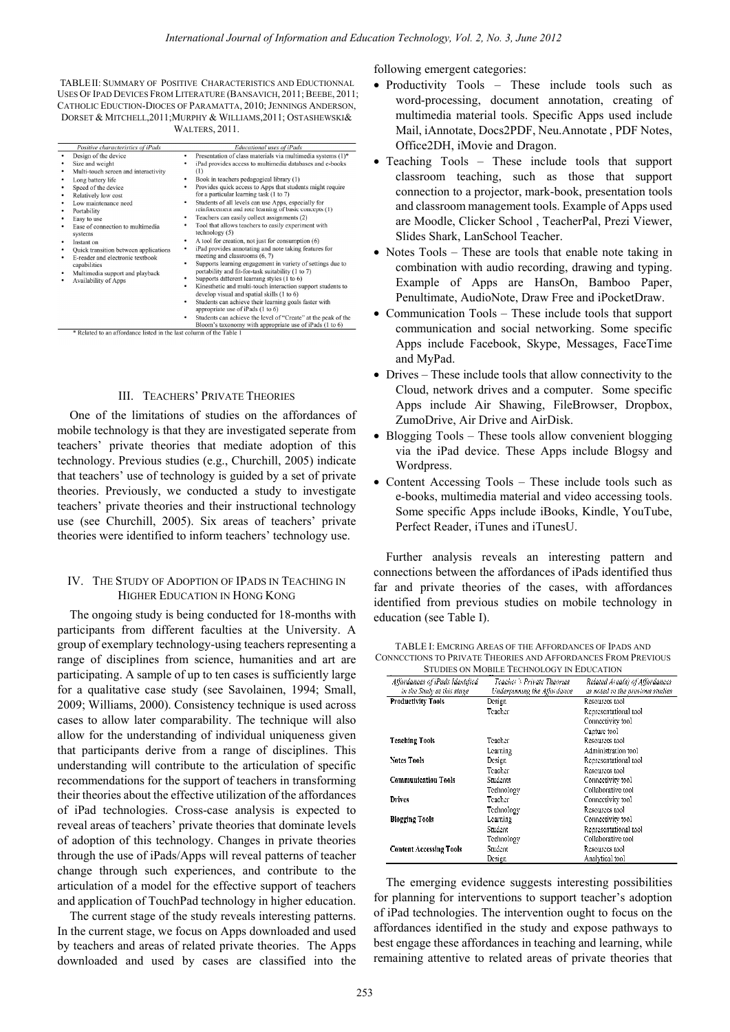TABLE II: SUMMARY OF POSITIVE CHARACTERISTICS AND EDUCTIONNAL USES OF IPAD DEVICES FROM LITERATURE (BANSAVICH, 2011; BEEBE, 2011; CATHOLIC EDUCTION-DIOCES OF PARAMATTA, 2010; JENNINGS ANDERSON, DORSET & MITCHELL,2011;MURPHY & WILLIAMS,2011; OSTASHEWSKI& WALTERS, 2011.

| *Positive characteristics of iPads* | *Educational uses of iPads* |
|---|---|
| • Design of the device<br>• Size and weight<br>• Multi-touch screen and interactivity<br>• Long battery life<br>• Speed of the device<br>• Relatively low cost<br>• Low maintenance need<br>• Portability<br>• Easy to use<br>• Ease of connection to multimedia systems<br>• Instant on<br>• Quick transition between applications<br>• E-reader and electronic textbook capabilities<br>• Multimedia support and playback<br>• Availability of Apps | • Presentation of class materials via multimedia systems (1)*<br>• iPad provides access to multimedia databases and e-books (1)<br>• Book in teachers pedagogical library (1)<br>• Provides quick access to Apps that students might require for a particular learning task (1 to 7)<br>• Students of all levels can use Apps, especially for reinforcement and rote learning of basic concepts (1)<br>• Teachers can easily collect assignments (2)<br>• Tool that allows teachers to easily experiment with technology (5)<br>• A tool for creation, not just for consumption (6)<br>• iPad provides annotating and note taking features for meeting and classrooms (6, 7)<br>• Supports learning engagement in variety of settings due to portability and fit-for-task suitability (1 to 7)<br>• Supports different learning styles (1 to 6)<br>• Kinesthetic and multi-touch interaction support students to develop visual and spatial skills (1 to 6)<br>• Students can achieve their learning goals faster with appropriate use of iPads (1 to 6)<br>• Students can achieve the level of "Create" at the peak of the Bloom's taxonomy with appropriate use of iPads (1 to 6) |

\* Related to an affordance listed in the last column of the Table 1

## III. TEACHERS' PRIVATE THEORIES

One of the limitations of studies on the affordances of mobile technology is that they are investigated seperate from teachers' private theories that mediate adoption of this technology. Previous studies (e.g., Churchill, 2005) indicate that teachers' use of technology is guided by a set of private theories. Previously, we conducted a study to investigate teachers' private theories and their instructional technology use (see Churchill, 2005). Six areas of teachers' private theories were identified to inform teachers' technology use.

## IV. THE STUDY OF ADOPTION OF IPADS IN TEACHING IN HIGHER EDUCATION IN HONG KONG

The ongoing study is being conducted for 18-months with participants from different faculties at the University. A group of exemplary technology-using teachers representing a range of disciplines from science, humanities and art are participating. A sample of up to ten cases is sufficiently large for a qualitative case study (see Savolainen, 1994; Small, 2009; Williams, 2000). Consistency technique is used across cases to allow later comparability. The technique will also allow for the understanding of individual uniqueness given that participants derive from a range of disciplines. This understanding will contribute to the articulation of specific recommendations for the support of teachers in transforming their theories about the effective utilization of the affordances of iPad technologies. Cross-case analysis is expected to reveal areas of teachers' private theories that dominate levels of adoption of this technology. Changes in private theories through the use of iPads/Apps will reveal patterns of teacher change through such experiences, and contribute to the articulation of a model for the effective support of teachers and application of TouchPad technology in higher education.

The current stage of the study reveals interesting patterns. In the current stage, we focus on Apps downloaded and used by teachers and areas of related private theories. The Apps downloaded and used by cases are classified into the following emergent categories:

- Productivity Tools – These include tools such as word-processing, document annotation, creating of multimedia material tools. Specific Apps used include Mail, iAnnotate, Docs2PDF, Neu.Annotate , PDF Notes, Office2DH, iMovie and Dragon.
- Teaching Tools – These include tools that support classroom teaching, such as those that support connection to a projector, mark-book, presentation tools and classroom management tools. Example of Apps used are Moodle, Clicker School , TeacherPal, Prezi Viewer, Slides Shark, LanSchool Teacher.
- Notes Tools – These are tools that enable note taking in combination with audio recording, drawing and typing. Example of Apps are HansOn, Bamboo Paper, Penultimate, AudioNote, Draw Free and iPocketDraw.
- Communication Tools – These include tools that support communication and social networking. Some specific Apps include Facebook, Skype, Messages, FaceTime and MyPad.
- Drives – These include tools that allow connectivity to the Cloud, network drives and a computer. Some specific Apps include Air Shawing, FileBrowser, Dropbox, ZumoDrive, Air Drive and AirDisk.
- Blogging Tools – These tools allow convenient blogging via the iPad device. These Apps include Blogsy and Wordpress.
- Content Accessing Tools – These include tools such as e-books, multimedia material and video accessing tools. Some specific Apps include iBooks, Kindle, YouTube, Perfect Reader, iTunes and iTunesU.

Further analysis reveals an interesting pattern and connections between the affordances of iPads identified thus far and private theories of the cases, with affordances identified from previous studies on mobile technology in education (see Table I).

TABLE I: EMCRING AREAS OF THE AFFORDANCES OF IPADS AND CONNCCTIONS TO PRIVATE THEORIES AND AFFORDANCES FROM PREVIOUS STUDIES ON MOBILE TECHNOLOGY IN EDUCATION

| *Affordances of iPads Identified in the Study at this stage* | *Teacher's Private Theories Underpinning the Affordance* | *Related Area(s) of Affordances as noted in the previous studies* |
|---|---|---|
| **Productivity Tools** | Design | Resources tool |
| | Teacher | Representational tool |
| | | Connectivity tool |
| | | Capture tool |
| **Teaching Tools** | Teacher | Resources tool |
| | Learning | Administration tool |
| **Notes Tools** | Design | Representational tool |
| | Teacher | Resources tool |
| **Communication Tools** | Students | Connectivity tool |
| | Technology | Collaborative tool |
| **Drives** | Teacher | Connectivity tool |
| | Technology | Resources tool |
| **Blogging Tools** | Learning | Connectivity tool |
| | Student | Representational tool |
| | Technology | Collaborative tool |
| **Content Accessing Tools** | Student | Resources tool |
| | Design | Analytical tool |

The emerging evidence suggests interesting possibilities for planning for interventions to support teacher's adoption of iPad technologies. The intervention ought to focus on the affordances identified in the study and expose pathways to best engage these affordances in teaching and learning, while remaining attentive to related areas of private theories that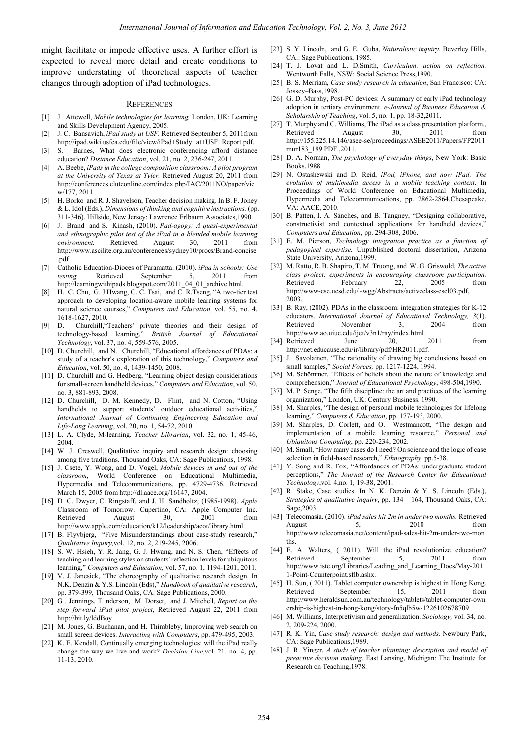might facilitate or impede effective uses. A further effort is expected to reveal more detail and create conditions to improve understating of theoretical aspects of teacher changes through adoption of iPad technologies.

## References

[1] J. Attewell, *Mobile technologies for learning,* London, UK: Learning and Skills Development Agency, 2005.

[2] J. C. Bansavich, *iPad study at USF.* Retrieved September 5, 2011from http://ipad.wiki.usfca.edu/file/view/iPad+Study+at+USF+Report.pdf.

[3] S. Barnes, What does electronic conferencing afford distance education? *Distance Education*, vol. 21, no. 2, 236-247, 2011.

[4] A. Beebe, *iPads in the college composition classroom: A pilot program at the University of Texas at Tyler.* Retrieved August 20, 2011 from http://conferences.cluteonline.com/index.php/IAC/2011NO/paper/view/177, 2011.

[5] H. Borko and R. J. Shavelson, Teacher decision making. In B. F. Joney & L. Idol (Eds.), *Dimensions of thinking and cognitive instructions.* (pp. 311-346). Hillside, New Jersey: Lawrence Erlbaum Associates,1990.

[6] J. Brand and S. Kinash, (2010). *Pad-agogy: A quasi-experimental and ethnographic pilot test of the iPad in a blended mobile learning environment.* Retrieved August 30, 2011 from http://www.ascilite.org.au/conferences/sydney10/procs/Brand-concise.pdf

[7] Catholic Education-Dioces of Paramatta. (2010). *iPad in schools: Use testing.* Retrieved September 5, 2011 from http://learningwithipads.blogspot.com/2011_04_01_archive.html.

[8] H. C. Chu, G. J.Hwang, C. C. Tsai, and C. R.Tseng, "A two-tier test approach to developing location-aware mobile learning systems for natural science courses," *Computers and Education*, vol. 55, no. 4, 1618-1627, 2010.

[9] D. Churchill,"Teachers' private theories and their design of technology-based learning," *British Journal of Educational Technology*, vol. 37, no. 4, 559-576, 2005.

[10] D. Churchill, and N. Churchill, "Educational affordances of PDAs: a study of a teacher's exploration of this technology," *Computers and Education*, vol. 50, no. 4, 1439-1450, 2008.

[11] D. Churchill and G. Hedberg, "Learning object design considerations for small-screen handheld devices," *Computers and Education*, vol. 50, no. 3, 881-893, 2008.

[12] D. Churchill, D. M. Kennedy, D. Flint, and N. Cotton, "Using handhelds to support students' outdoor educational activities," *International Journal of Continuing Engineering Education and Life-Long Learning*, vol. 20, no. 1, 54-72, 2010.

[13] L. A. Clyde, M-learning. *Teacher Librarian*, vol. 32, no. 1, 45-46, 2004.

[14] W. J. Creswell, Qualitative inquiry and research design: choosing among five traditions. Thousand Oaks, CA: Sage Publications, 1998.

[15] J. Csete, Y. Wong, and D. Vogel, *Mobile devices in and out of the classroom*, World Conference on Educational Multimedia, Hypermedia and Telecommunications, pp. 4729-4736. Retrieved March 15, 2005 from http://dl.aace.org/16147, 2004.

[16] D .C. Dwyer, C. Ringstaff, and J. H. Sandholtz, (1985-1998). *Apple* Classroom of Tomorrow. Cupertino, CA: Apple Computer Inc. Retrieved August 30, 2001 from http://www.apple.com/education/k12/leadership/acot/library.html.

[17] B. Flyvbjerg, "Five Misunderstandings about case-study research," *Qualitative Inquiry,*vol. 12, no. 2, 219-245, 2006.

[18] S. W. Hsieh, Y. R. Jang, G. J. Hwang, and N. S. Chen, "Effects of teaching and learning styles on students' reflection levels for ubiquitous learning," *Computers and Education*, vol. 57, no. 1, 1194-1201, 2011.

[19] V. J. Janesick, "The choreography of qualitative research design. In N.K. Denzin & Y.S. Lincoln (Eds)," *Handbook of qualitative research*, pp. 379-399, Thousand Oaks, CA: Sage Publications, 2000.

[20] G . Jennings, T. nderson, M. Dorset, and J. Mitchell, *Report on the step forward iPad pilot project*, Retrieved August 22, 2011 from http://bit.ly/lddBoy

[21] M. Jones, G. Buchanan, and H. Thimbleby, Improving web search on small screen devices. *Interacting with Computers*, pp. 479-495, 2003.

[22] K. E. Kendall, Continually emerging technologies: will the iPad really change the way we live and work? *Decision Line*,vol. 21. no. 4, pp. 11-13, 2010.

[23] S. Y. Lincoln, and G. E. Guba, *Naturalistic inquiry.* Beverley Hills, CA.: Sage Publications, 1985.

[24] T. J. Lovat and L. D.Smith, *Curriculum: action on reflection.* Wentworth Falls, NSW: Social Science Press,1990.

[25] B. S. Merriam, *Case study research in education*, San Francisco: CA: Jossey–Bass,1998.

[26] G. D. Murphy, Post-PC devices: A summary of early iPad technology adoption in tertiary environment. *e-Journal of Business Education & Scholarship of Teaching*, vol. 5, no. 1, pp. 18-32,2011.

[27] T. Murphy and C. Williams, The iPad as a class presentation platform., Retrieved August 30, 2011 from http://155.225.14.146/asee-se/proceedings/ASEE2011/Papers/FP2011mur183_199.PDF.,2011.

[28] D. A. Norman, *The psychology of everyday things*, New York: Basic Books,1988.

[29] N. Ostashewski and D. Reid, *iPod, iPhone, and now iPad: The evolution of multimedia access in a mobile teaching context*. In Proceedings of World Conference on Educational Multimedia, Hypermedia and Telecommunications, pp. 2862-2864.Chesapeake, VA: AACE, 2010.

[30] B. Patten, I. A. Sánches, and B. Tangney, "Designing collaborative, constructivist and contextual applications for handheld devices," *Computers and Education*, pp. 294-308, 2006.

[31] E. M. Pierson, *Technology integration practice as a function of pedagogical expertise.* Unpublished doctoral dissertation, Arizona State University, Arizona,1999.

[32] M. Ratto, R. B. Shapiro, T. M. Truong, and W. G. Griswold, *The active class project: experiments in encouraging classroom participation.* Retrieved February 22, 2005 from http://www-cse.ucsd.edu/~wgg/Abstracts/activeclass-cscl03.pdf, 2003.

[33] B. Ray, (2002). PDAs in the classroom: integration strategies for K-12 educators. *International Journal of Educational Technology, 3*(1). Retrieved November 3, 2004 from http://www.ao.uiuc.edu/ijet/v3n1/ray/index.html.

[34] Retrieved June 20, 2011 from http://net.educause.edu/ir/library/pdf/HR2011.pdf.

[35] J. Savolainen, "The rationality of drawing big conclusions based on small samples," *Social Forces,* pp. 1217-1224, 1994.

[36] M. Schömmer, "Effects of beliefs about the nature of knowledge and comprehension," *Journal of Educational Psychology*, 498-504,1990.

[37] M. P. Senge, "The fifth discipline: the art and practices of the learning organization," London, UK: Century Business. 1990.

[38] M. Sharples, "The design of personal mobile technologies for lifelong learning," *Computers & Education*, pp. 177-193, 2000.

[39] M. Sharples, D. Corlett, and O. Westmancott, "The design and implementation of a mobile learning resource," *Personal and Ubiquitous Computing*, pp. 220-234, 2002.

[40] M. Small, "How many cases do I need? On science and the logic of case selection in field-based research," *Ethnography,* pp.5-38.

[41] Y. Song and R. Fox, "Affordances of PDAs: undergraduate student perceptions," *The Journal of the Research Center for Educational Technology*,vol. 4,no. 1*,* 19-38, 2001.

[42] R. Stake, Case studies. In N. K. Denzin & Y. S. Lincoln (Eds.), *Strategies of qualitative inquiry*, pp. 134 – 164, Thousand Oaks, CA: Sage,2003.

[43] Telecomasia. (2010). *iPad sales hit 2m in under two months.* Retrieved August 5, 2010 from http://www.telecomasia.net/content/ipad-sales-hit-2m-under-two-months.

[44] E. A. Walters, ( 2011). Will the iPad revolutionize education? Retrieved September 5, 2011 from http://www.iste.org/Libraries/Leading_and_Learning_Docs/May-2011-Point-Counterpoint.sflb.ashx.

[45] H. Sun, ( 2011). Tablet computer ownership is highest in Hong Kong. Retrieved September 15, 2011 from http://www.heraldsun.com.au/technology/tablets/tablet-computer-ownership-is-highest-in-hong-kong/story-fn5qlb5w-1226102678709

[46] M. Williams, Interpretivism and generalization. *Sociology,* vol. 34, no*.* 2, 209-224, 2000.

[47] R. K. Yin, *Case study research: design and methods.* Newbury Park, CA: Sage Publications,1989.

[48] J. R. Yinger, *A study of teacher planning: description and model of preactive decision making*. East Lansing, Michigan: The Institute for Research on Teaching,1978.